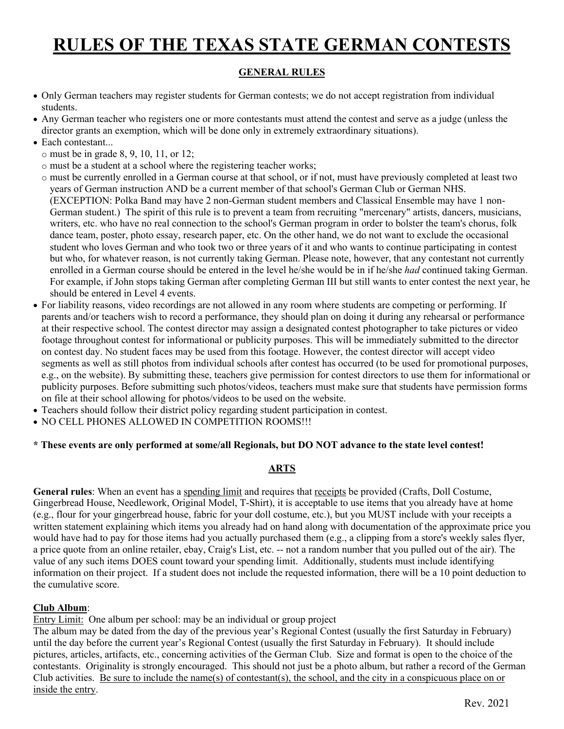# RULES OF THE TEXAS STATE GERMAN CONTESTS

## GENERAL RULES

- Only German teachers may register students for German contests; we do not accept registration from individual students.
- Any German teacher who registers one or more contestants must attend the contest and serve as a judge (unless the director grants an exemption, which will be done only in extremely extraordinary situations).
- Each contestant...
  - must be in grade 8, 9, 10, 11, or 12;
  - must be a student at a school where the registering teacher works;
  - must be currently enrolled in a German course at that school, or if not, must have previously completed at least two years of German instruction AND be a current member of that school's German Club or German NHS. (EXCEPTION: Polka Band may have 2 non-German student members and Classical Ensemble may have 1 non-German student.) The spirit of this rule is to prevent a team from recruiting "mercenary" artists, dancers, musicians, writers, etc. who have no real connection to the school's German program in order to bolster the team's chorus, folk dance team, poster, photo essay, research paper, etc. On the other hand, we do not want to exclude the occasional student who loves German and who took two or three years of it and who wants to continue participating in contest but who, for whatever reason, is not currently taking German. Please note, however, that any contestant not currently enrolled in a German course should be entered in the level he/she would be in if he/she *had* continued taking German. For example, if John stops taking German after completing German III but still wants to enter contest the next year, he should be entered in Level 4 events.
- For liability reasons, video recordings are not allowed in any room where students are competing or performing. If parents and/or teachers wish to record a performance, they should plan on doing it during any rehearsal or performance at their respective school. The contest director may assign a designated contest photographer to take pictures or video footage throughout contest for informational or publicity purposes. This will be immediately submitted to the director on contest day. No student faces may be used from this footage. However, the contest director will accept video segments as well as still photos from individual schools after contest has occurred (to be used for promotional purposes, e.g., on the website). By submitting these, teachers give permission for contest directors to use them for informational or publicity purposes. Before submitting such photos/videos, teachers must make sure that students have permission forms on file at their school allowing for photos/videos to be used on the website.
- Teachers should follow their district policy regarding student participation in contest.
- NO CELL PHONES ALLOWED IN COMPETITION ROOMS!!!

**\* These events are only performed at some/all Regionals, but DO NOT advance to the state level contest!**

## ARTS

**General rules**: When an event has a <u>spending limit</u> and requires that <u>receipts</u> be provided (Crafts, Doll Costume, Gingerbread House, Needlework, Original Model, T-Shirt), it is acceptable to use items that you already have at home (e.g., flour for your gingerbread house, fabric for your doll costume, etc.), but you MUST include with your receipts a written statement explaining which items you already had on hand along with documentation of the approximate price you would have had to pay for those items had you actually purchased them (e.g., a clipping from a store's weekly sales flyer, a price quote from an online retailer, ebay, Craig's List, etc. -- not a random number that you pulled out of the air). The value of any such items DOES count toward your spending limit. Additionally, students must include identifying information on their project. If a student does not include the requested information, there will be a 10 point deduction to the cumulative score.

**<u>Club Album</u>**:

<u>Entry Limit:</u> One album per school: may be an individual or group project

The album may be dated from the day of the previous year's Regional Contest (usually the first Saturday in February) until the day before the current year's Regional Contest (usually the first Saturday in February). It should include pictures, articles, artifacts, etc., concerning activities of the German Club. Size and format is open to the choice of the contestants. Originality is strongly encouraged. This should not just be a photo album, but rather a record of the German Club activities. <u>Be sure to include the name(s) of contestant(s), the school, and the city in a conspicuous place on or inside the entry</u>.

Rev. 2021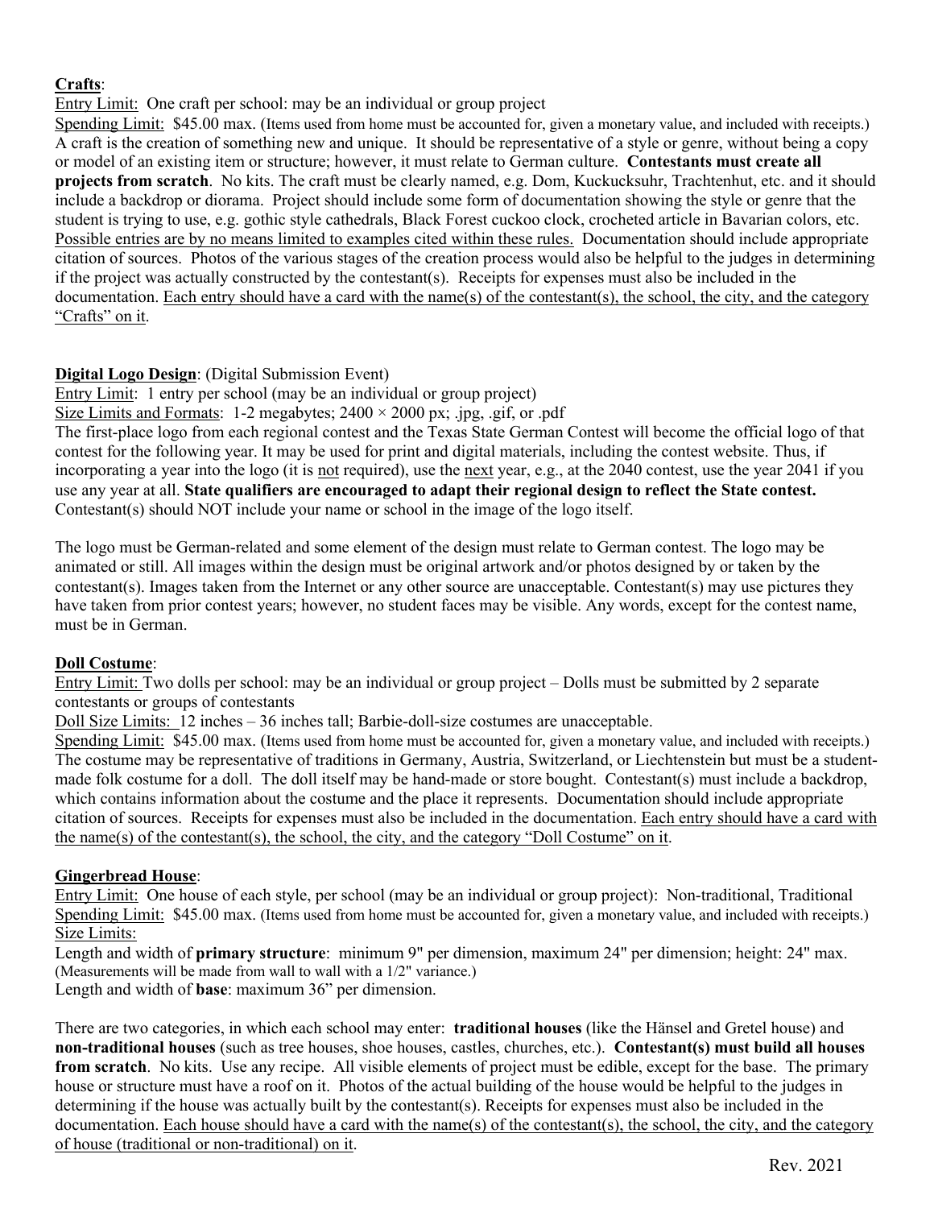**<u>Crafts</u>**:

<u>Entry Limit:</u> One craft per school: may be an individual or group project

<u>Spending Limit:</u> $45.00 max. (Items used from home must be accounted for, given a monetary value, and included with receipts.)

A craft is the creation of something new and unique. It should be representative of a style or genre, without being a copy or model of an existing item or structure; however, it must relate to German culture. **Contestants must create all projects from scratch**. No kits. The craft must be clearly named, e.g. Dom, Kuckucksuhr, Trachtenhut, etc. and it should include a backdrop or diorama. Project should include some form of documentation showing the style or genre that the student is trying to use, e.g. gothic style cathedrals, Black Forest cuckoo clock, crocheted article in Bavarian colors, etc. <u>Possible entries are by no means limited to examples cited within these rules.</u> Documentation should include appropriate citation of sources. Photos of the various stages of the creation process would also be helpful to the judges in determining if the project was actually constructed by the contestant(s). Receipts for expenses must also be included in the documentation. <u>Each entry should have a card with the name(s) of the contestant(s), the school, the city, and the category "Crafts" on it</u>.

**<u>Digital Logo Design</u>**: (Digital Submission Event)

<u>Entry Limit:</u> 1 entry per school (may be an individual or group project)

<u>Size Limits and Formats</u>: 1-2 megabytes; 2400 × 2000 px; .jpg, .gif, or .pdf

The first-place logo from each regional contest and the Texas State German Contest will become the official logo of that contest for the following year. It may be used for print and digital materials, including the contest website. Thus, if incorporating a year into the logo (it is <u>not</u> required), use the <u>next</u> year, e.g., at the 2040 contest, use the year 2041 if you use any year at all. **State qualifiers are encouraged to adapt their regional design to reflect the State contest.** Contestant(s) should NOT include your name or school in the image of the logo itself.

The logo must be German-related and some element of the design must relate to German contest. The logo may be animated or still. All images within the design must be original artwork and/or photos designed by or taken by the contestant(s). Images taken from the Internet or any other source are unacceptable. Contestant(s) may use pictures they have taken from prior contest years; however, no student faces may be visible. Any words, except for the contest name, must be in German.

**<u>Doll Costume</u>**:

<u>Entry Limit:</u> Two dolls per school: may be an individual or group project – Dolls must be submitted by 2 separate contestants or groups of contestants

<u>Doll Size Limits:</u> 12 inches – 36 inches tall; Barbie-doll-size costumes are unacceptable.

<u>Spending Limit:</u> $45.00 max. (Items used from home must be accounted for, given a monetary value, and included with receipts.)

The costume may be representative of traditions in Germany, Austria, Switzerland, or Liechtenstein but must be a student-made folk costume for a doll. The doll itself may be hand-made or store bought. Contestant(s) must include a backdrop, which contains information about the costume and the place it represents. Documentation should include appropriate citation of sources. Receipts for expenses must also be included in the documentation. <u>Each entry should have a card with the name(s) of the contestant(s), the school, the city, and the category "Doll Costume" on it</u>.

**<u>Gingerbread House</u>**:

<u>Entry Limit:</u> One house of each style, per school (may be an individual or group project): Non-traditional, Traditional

<u>Spending Limit:</u> $45.00 max. (Items used from home must be accounted for, given a monetary value, and included with receipts.)

<u>Size Limits:</u>

Length and width of **primary structure**: minimum 9" per dimension, maximum 24" per dimension; height: 24" max. (Measurements will be made from wall to wall with a 1/2" variance.)

Length and width of **base**: maximum 36" per dimension.

There are two categories, in which each school may enter: **traditional houses** (like the Hänsel and Gretel house) and **non-traditional houses** (such as tree houses, shoe houses, castles, churches, etc.). **Contestant(s) must build all houses from scratch**. No kits. Use any recipe. All visible elements of project must be edible, except for the base. The primary house or structure must have a roof on it. Photos of the actual building of the house would be helpful to the judges in determining if the house was actually built by the contestant(s). Receipts for expenses must also be included in the documentation. <u>Each house should have a card with the name(s) of the contestant(s), the school, the city, and the category of house (traditional or non-traditional) on it</u>.

Rev. 2021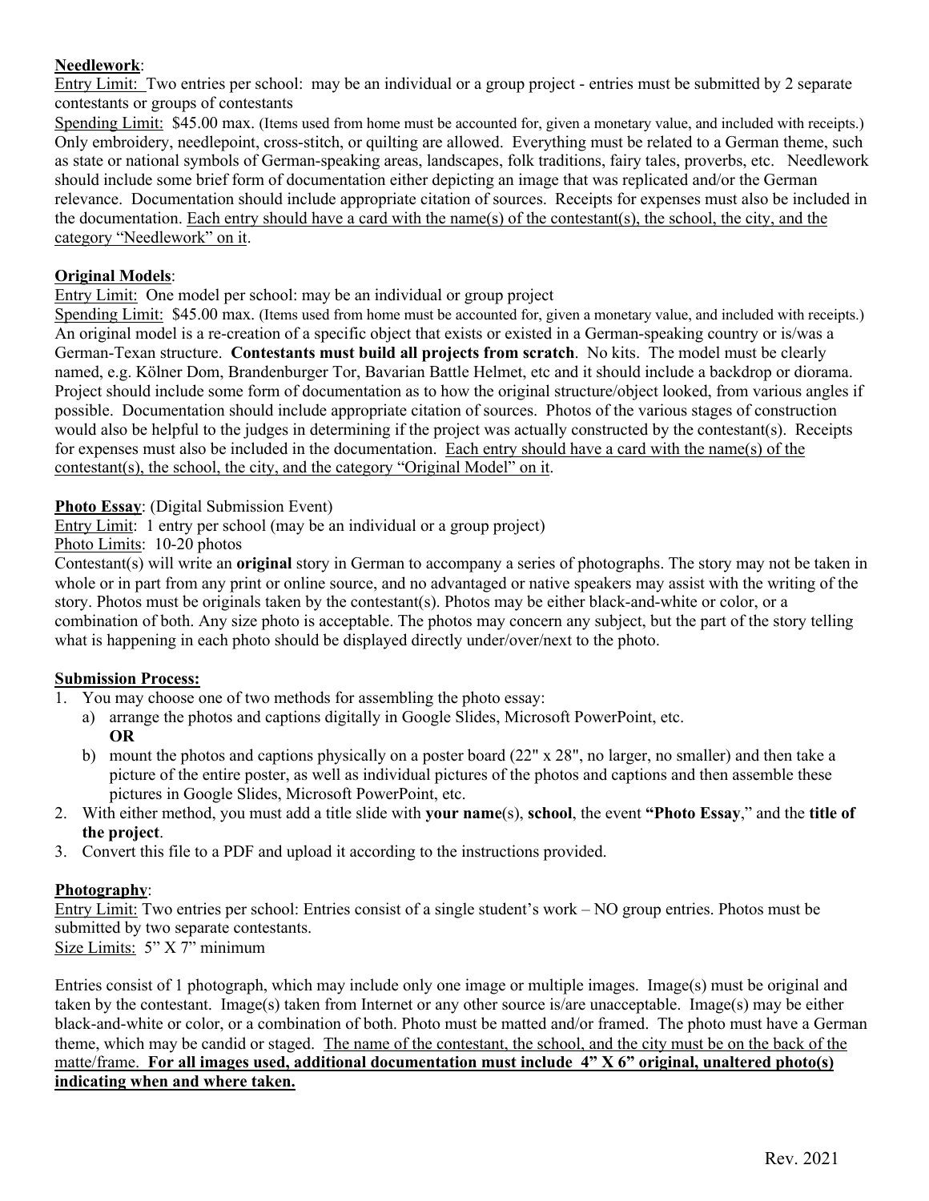**Needlework**:

Entry Limit: Two entries per school: may be an individual or a group project - entries must be submitted by 2 separate contestants or groups of contestants

Spending Limit: $45.00 max. (Items used from home must be accounted for, given a monetary value, and included with receipts.) Only embroidery, needlepoint, cross-stitch, or quilting are allowed. Everything must be related to a German theme, such as state or national symbols of German-speaking areas, landscapes, folk traditions, fairy tales, proverbs, etc. Needlework should include some brief form of documentation either depicting an image that was replicated and/or the German relevance. Documentation should include appropriate citation of sources. Receipts for expenses must also be included in the documentation. Each entry should have a card with the name(s) of the contestant(s), the school, the city, and the category "Needlework" on it.

**Original Models**:

Entry Limit: One model per school: may be an individual or group project

Spending Limit: $45.00 max. (Items used from home must be accounted for, given a monetary value, and included with receipts.) An original model is a re-creation of a specific object that exists or existed in a German-speaking country or is/was a German-Texan structure. **Contestants must build all projects from scratch**. No kits. The model must be clearly named, e.g. Kölner Dom, Brandenburger Tor, Bavarian Battle Helmet, etc and it should include a backdrop or diorama. Project should include some form of documentation as to how the original structure/object looked, from various angles if possible. Documentation should include appropriate citation of sources. Photos of the various stages of construction would also be helpful to the judges in determining if the project was actually constructed by the contestant(s). Receipts for expenses must also be included in the documentation. Each entry should have a card with the name(s) of the contestant(s), the school, the city, and the category "Original Model" on it.

**Photo Essay**: (Digital Submission Event)

Entry Limit: 1 entry per school (may be an individual or a group project)

Photo Limits: 10-20 photos

Contestant(s) will write an **original** story in German to accompany a series of photographs. The story may not be taken in whole or in part from any print or online source, and no advantaged or native speakers may assist with the writing of the story. Photos must be originals taken by the contestant(s). Photos may be either black-and-white or color, or a combination of both. Any size photo is acceptable. The photos may concern any subject, but the part of the story telling what is happening in each photo should be displayed directly under/over/next to the photo.

**Submission Process:**

1. You may choose one of two methods for assembling the photo essay:
   a) arrange the photos and captions digitally in Google Slides, Microsoft PowerPoint, etc.
      **OR**
   b) mount the photos and captions physically on a poster board (22" x 28", no larger, no smaller) and then take a picture of the entire poster, as well as individual pictures of the photos and captions and then assemble these pictures in Google Slides, Microsoft PowerPoint, etc.
2. With either method, you must add a title slide with **your name**(s), **school**, the event **"Photo Essay**," and the **title of the project**.
3. Convert this file to a PDF and upload it according to the instructions provided.

**Photography**:

Entry Limit: Two entries per school: Entries consist of a single student's work – NO group entries. Photos must be submitted by two separate contestants.

Size Limits: 5" X 7" minimum

Entries consist of 1 photograph, which may include only one image or multiple images. Image(s) must be original and taken by the contestant. Image(s) taken from Internet or any other source is/are unacceptable. Image(s) may be either black-and-white or color, or a combination of both. Photo must be matted and/or framed. The photo must have a German theme, which may be candid or staged. The name of the contestant, the school, and the city must be on the back of the matte/frame. **For all images used, additional documentation must include 4" X 6" original, unaltered photo(s) indicating when and where taken.**

Rev. 2021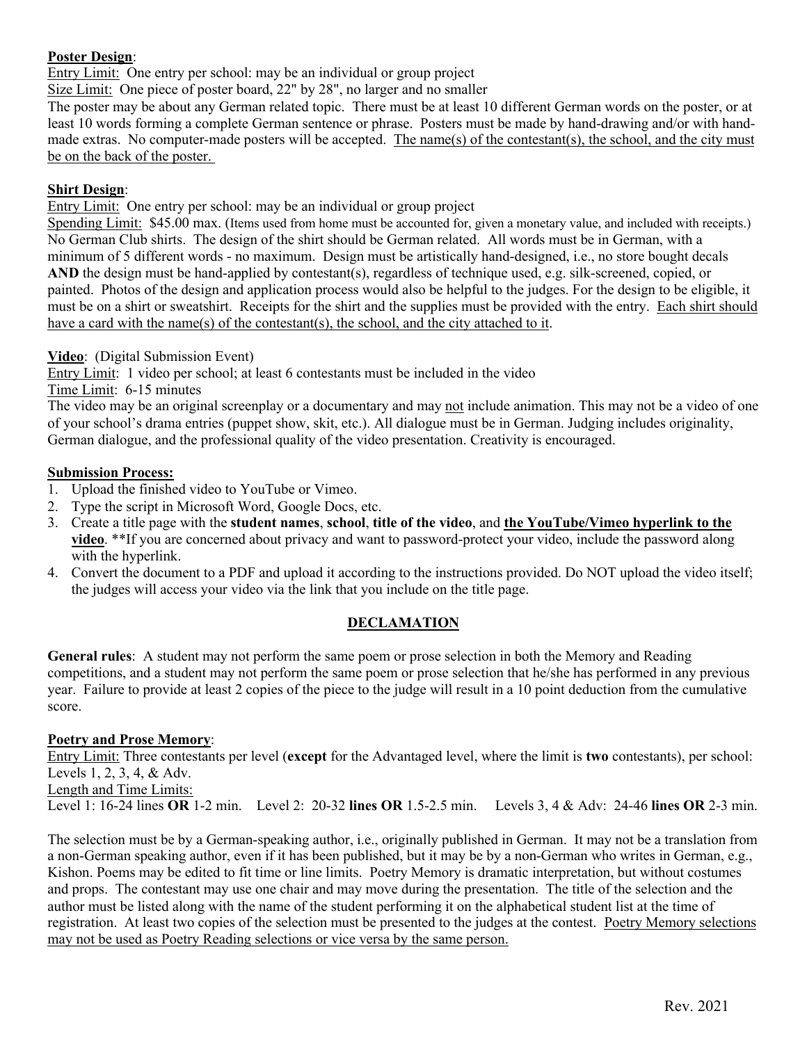**Poster Design**:

Entry Limit: One entry per school: may be an individual or group project

Size Limit: One piece of poster board, 22" by 28", no larger and no smaller

The poster may be about any German related topic. There must be at least 10 different German words on the poster, or at least 10 words forming a complete German sentence or phrase. Posters must be made by hand-drawing and/or with hand-made extras. No computer-made posters will be accepted. The name(s) of the contestant(s), the school, and the city must be on the back of the poster.

**Shirt Design**:

Entry Limit: One entry per school: may be an individual or group project

Spending Limit: $45.00 max. (Items used from home must be accounted for, given a monetary value, and included with receipts.) No German Club shirts. The design of the shirt should be German related. All words must be in German, with a minimum of 5 different words - no maximum. Design must be artistically hand-designed, i.e., no store bought decals **AND** the design must be hand-applied by contestant(s), regardless of technique used, e.g. silk-screened, copied, or painted. Photos of the design and application process would also be helpful to the judges. For the design to be eligible, it must be on a shirt or sweatshirt. Receipts for the shirt and the supplies must be provided with the entry. Each shirt should have a card with the name(s) of the contestant(s), the school, and the city attached to it.

**Video**: (Digital Submission Event)

Entry Limit: 1 video per school; at least 6 contestants must be included in the video

Time Limit: 6-15 minutes

The video may be an original screenplay or a documentary and may not include animation. This may not be a video of one of your school's drama entries (puppet show, skit, etc.). All dialogue must be in German. Judging includes originality, German dialogue, and the professional quality of the video presentation. Creativity is encouraged.

**Submission Process:**

1. Upload the finished video to YouTube or Vimeo.
2. Type the script in Microsoft Word, Google Docs, etc.
3. Create a title page with the **student names**, **school**, **title of the video**, and **the YouTube/Vimeo hyperlink to the video**. **If you are concerned about privacy and want to password-protect your video, include the password along with the hyperlink.
4. Convert the document to a PDF and upload it according to the instructions provided. Do NOT upload the video itself; the judges will access your video via the link that you include on the title page.

## DECLAMATION

**General rules**: A student may not perform the same poem or prose selection in both the Memory and Reading competitions, and a student may not perform the same poem or prose selection that he/she has performed in any previous year. Failure to provide at least 2 copies of the piece to the judge will result in a 10 point deduction from the cumulative score.

**Poetry and Prose Memory**:

Entry Limit: Three contestants per level (**except** for the Advantaged level, where the limit is **two** contestants), per school: Levels 1, 2, 3, 4, & Adv.

Length and Time Limits:

Level 1: 16-24 lines **OR** 1-2 min. Level 2: 20-32 **lines OR** 1.5-2.5 min. Levels 3, 4 & Adv: 24-46 **lines OR** 2-3 min.

The selection must be by a German-speaking author, i.e., originally published in German. It may not be a translation from a non-German speaking author, even if it has been published, but it may be by a non-German who writes in German, e.g., Kishon. Poems may be edited to fit time or line limits. Poetry Memory is dramatic interpretation, but without costumes and props. The contestant may use one chair and may move during the presentation. The title of the selection and the author must be listed along with the name of the student performing it on the alphabetical student list at the time of registration. At least two copies of the selection must be presented to the judges at the contest. Poetry Memory selections may not be used as Poetry Reading selections or vice versa by the same person.

Rev. 2021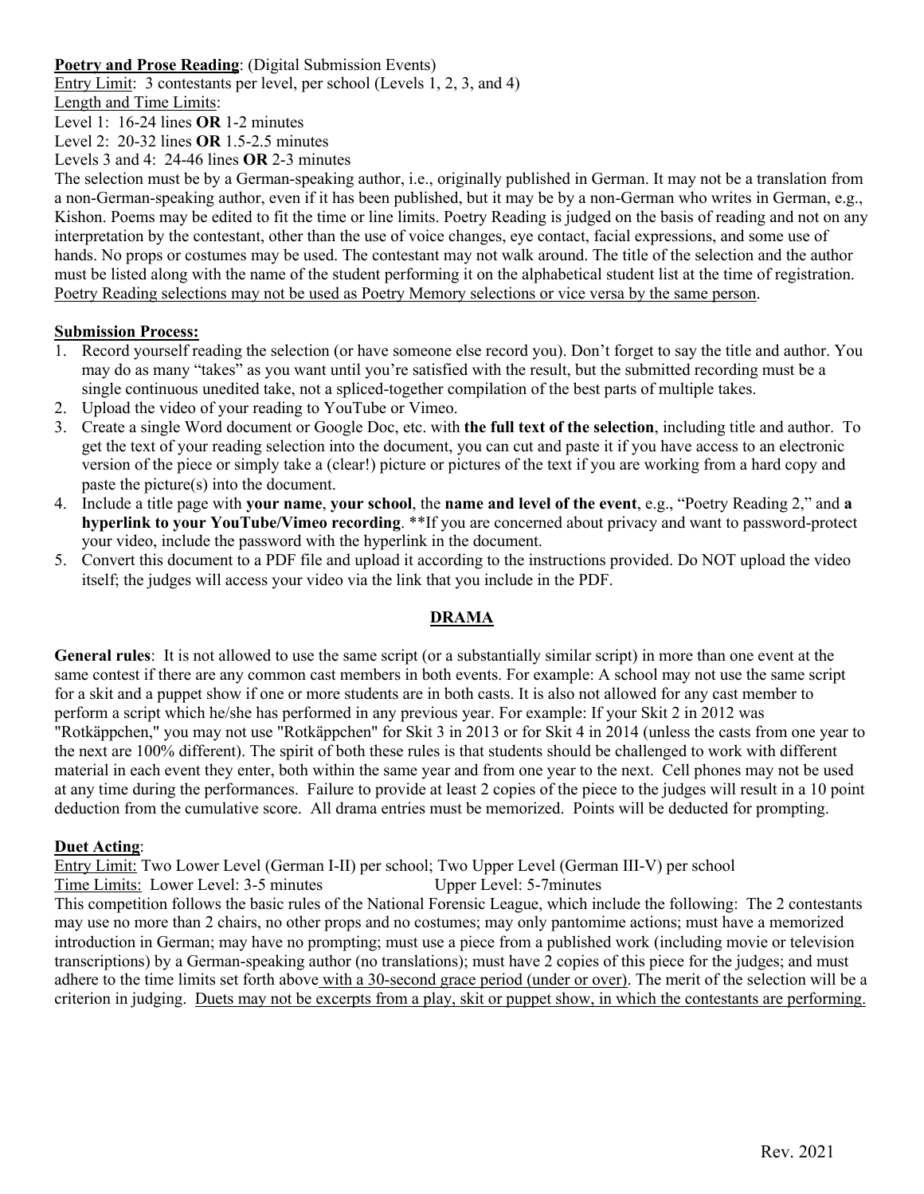**<u>Poetry and Prose Reading</u>**: (Digital Submission Events)

<u>Entry Limit</u>: 3 contestants per level, per school (Levels 1, 2, 3, and 4)

<u>Length and Time Limits</u>:

Level 1: 16-24 lines **OR** 1-2 minutes

Level 2: 20-32 lines **OR** 1.5-2.5 minutes

Levels 3 and 4: 24-46 lines **OR** 2-3 minutes

The selection must be by a German-speaking author, i.e., originally published in German. It may not be a translation from a non-German-speaking author, even if it has been published, but it may be by a non-German who writes in German, e.g., Kishon. Poems may be edited to fit the time or line limits. Poetry Reading is judged on the basis of reading and not on any interpretation by the contestant, other than the use of voice changes, eye contact, facial expressions, and some use of hands. No props or costumes may be used. The contestant may not walk around. The title of the selection and the author must be listed along with the name of the student performing it on the alphabetical student list at the time of registration. <u>Poetry Reading selections may not be used as Poetry Memory selections or vice versa by the same person</u>.

**<u>Submission Process:</u>**

1. Record yourself reading the selection (or have someone else record you). Don't forget to say the title and author. You may do as many "takes" as you want until you're satisfied with the result, but the submitted recording must be a single continuous unedited take, not a spliced-together compilation of the best parts of multiple takes.
2. Upload the video of your reading to YouTube or Vimeo.
3. Create a single Word document or Google Doc, etc. with **the full text of the selection**, including title and author. To get the text of your reading selection into the document, you can cut and paste it if you have access to an electronic version of the piece or simply take a (clear!) picture or pictures of the text if you are working from a hard copy and paste the picture(s) into the document.
4. Include a title page with **your name**, **your school**, the **name and level of the event**, e.g., "Poetry Reading 2," and **a hyperlink to your YouTube/Vimeo recording**. **If you are concerned about privacy and want to password-protect your video, include the password with the hyperlink in the document.
5. Convert this document to a PDF file and upload it according to the instructions provided. Do NOT upload the video itself; the judges will access your video via the link that you include in the PDF.

## <u>DRAMA</u>

**General rules**: It is not allowed to use the same script (or a substantially similar script) in more than one event at the same contest if there are any common cast members in both events. For example: A school may not use the same script for a skit and a puppet show if one or more students are in both casts. It is also not allowed for any cast member to perform a script which he/she has performed in any previous year. For example: If your Skit 2 in 2012 was "Rotkäppchen," you may not use "Rotkäppchen" for Skit 3 in 2013 or for Skit 4 in 2014 (unless the casts from one year to the next are 100% different). The spirit of both these rules is that students should be challenged to work with different material in each event they enter, both within the same year and from one year to the next. Cell phones may not be used at any time during the performances. Failure to provide at least 2 copies of the piece to the judges will result in a 10 point deduction from the cumulative score. All drama entries must be memorized. Points will be deducted for prompting.

**<u>Duet Acting</u>**:

<u>Entry Limit:</u> Two Lower Level (German I-II) per school; Two Upper Level (German III-V) per school

<u>Time Limits:</u> Lower Level: 3-5 minutes Upper Level: 5-7minutes

This competition follows the basic rules of the National Forensic League, which include the following: The 2 contestants may use no more than 2 chairs, no other props and no costumes; may only pantomime actions; must have a memorized introduction in German; may have no prompting; must use a piece from a published work (including movie or television transcriptions) by a German-speaking author (no translations); must have 2 copies of this piece for the judges; and must adhere to the time limits set forth above <u>with a 30-second grace period (under or over)</u>. The merit of the selection will be a criterion in judging. <u>Duets may not be excerpts from a play, skit or puppet show, in which the contestants are performing.</u>

Rev. 2021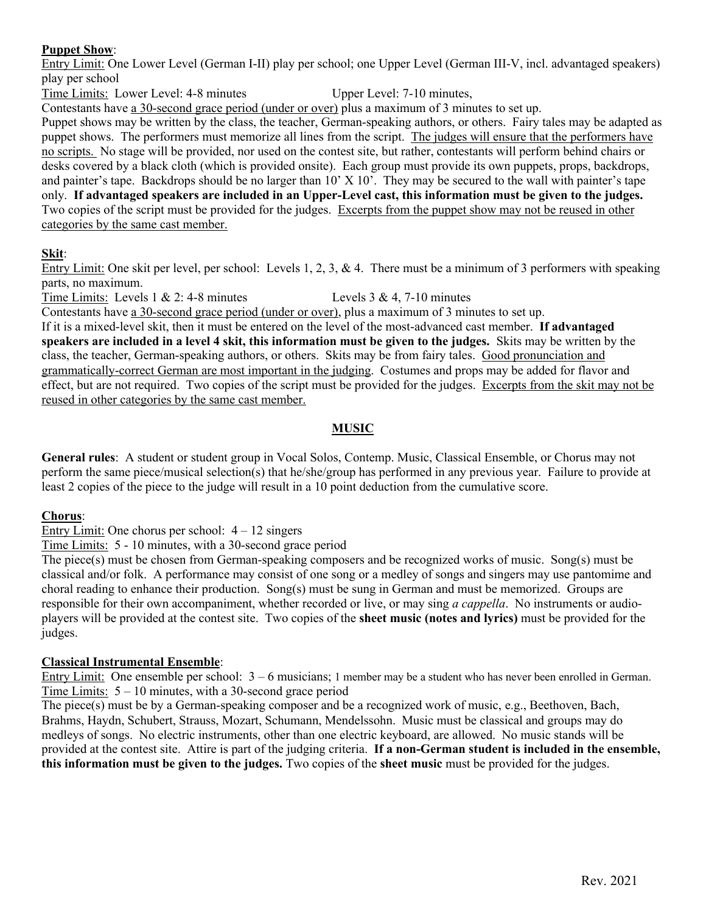**<u>Puppet Show</u>**:
<u>Entry Limit:</u> One Lower Level (German I-II) play per school; one Upper Level (German III-V, incl. advantaged speakers) play per school
<u>Time Limits:</u> Lower Level: 4-8 minutes Upper Level: 7-10 minutes,
Contestants have <u>a 30-second grace period (under or over)</u> plus a maximum of 3 minutes to set up.
Puppet shows may be written by the class, the teacher, German-speaking authors, or others. Fairy tales may be adapted as puppet shows. The performers must memorize all lines from the script. <u>The judges will ensure that the performers have no scripts.</u> No stage will be provided, nor used on the contest site, but rather, contestants will perform behind chairs or desks covered by a black cloth (which is provided onsite). Each group must provide its own puppets, props, backdrops, and painter's tape. Backdrops should be no larger than 10' X 10'. They may be secured to the wall with painter's tape only. **If advantaged speakers are included in an Upper-Level cast, this information must be given to the judges.** Two copies of the script must be provided for the judges. <u>Excerpts from the puppet show may not be reused in other categories by the same cast member.</u>

**<u>Skit</u>**:
<u>Entry Limit:</u> One skit per level, per school: Levels 1, 2, 3, & 4. There must be a minimum of 3 performers with speaking parts, no maximum.
<u>Time Limits:</u> Levels 1 & 2: 4-8 minutes Levels 3 & 4, 7-10 minutes
Contestants have <u>a 30-second grace period (under or over)</u>, plus a maximum of 3 minutes to set up.
If it is a mixed-level skit, then it must be entered on the level of the most-advanced cast member. **If advantaged speakers are included in a level 4 skit, this information must be given to the judges.** Skits may be written by the class, the teacher, German-speaking authors, or others. Skits may be from fairy tales. <u>Good pronunciation and grammatically-correct German are most important in the judging</u>. Costumes and props may be added for flavor and effect, but are not required. Two copies of the script must be provided for the judges. <u>Excerpts from the skit may not be reused in other categories by the same cast member.</u>

## <u>MUSIC</u>

**General rules**: A student or student group in Vocal Solos, Contemp. Music, Classical Ensemble, or Chorus may not perform the same piece/musical selection(s) that he/she/group has performed in any previous year. Failure to provide at least 2 copies of the piece to the judge will result in a 10 point deduction from the cumulative score.

**<u>Chorus</u>**:
<u>Entry Limit:</u> One chorus per school: 4 – 12 singers
<u>Time Limits:</u> 5 - 10 minutes, with a 30-second grace period
The piece(s) must be chosen from German-speaking composers and be recognized works of music. Song(s) must be classical and/or folk. A performance may consist of one song or a medley of songs and singers may use pantomime and choral reading to enhance their production. Song(s) must be sung in German and must be memorized. Groups are responsible for their own accompaniment, whether recorded or live, or may sing *a cappella*. No instruments or audio-players will be provided at the contest site. Two copies of the **sheet music (notes and lyrics)** must be provided for the judges.

**<u>Classical Instrumental Ensemble</u>**:
<u>Entry Limit:</u> One ensemble per school: 3 – 6 musicians; 1 member may be a student who has never been enrolled in German.
<u>Time Limits:</u> 5 – 10 minutes, with a 30-second grace period
The piece(s) must be by a German-speaking composer and be a recognized work of music, e.g., Beethoven, Bach, Brahms, Haydn, Schubert, Strauss, Mozart, Schumann, Mendelssohn. Music must be classical and groups may do medleys of songs. No electric instruments, other than one electric keyboard, are allowed. No music stands will be provided at the contest site. Attire is part of the judging criteria. **If a non-German student is included in the ensemble, this information must be given to the judges.** Two copies of the **sheet music** must be provided for the judges.

Rev. 2021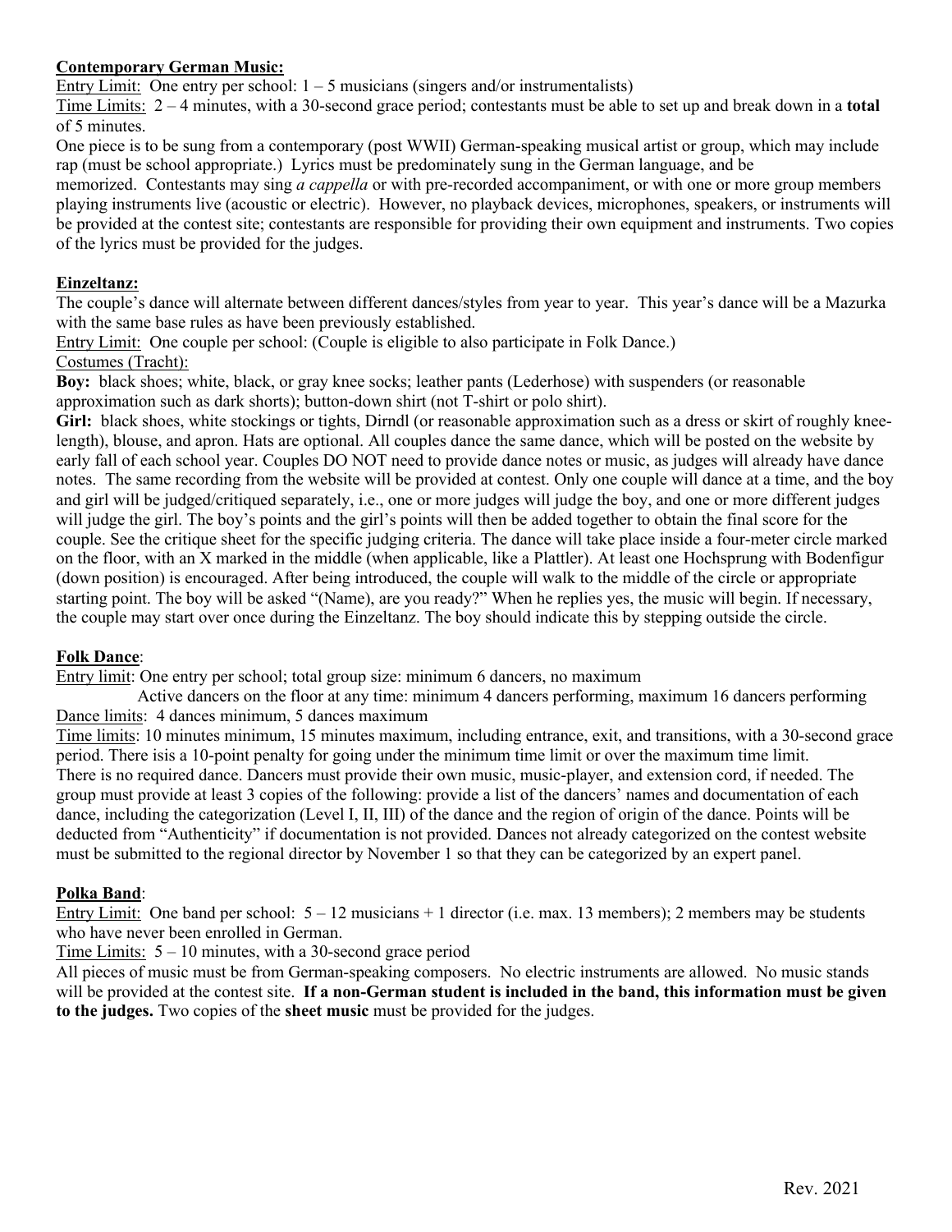**Contemporary German Music:**

Entry Limit: One entry per school: 1 – 5 musicians (singers and/or instrumentalists)

Time Limits: 2 – 4 minutes, with a 30-second grace period; contestants must be able to set up and break down in a **total** of 5 minutes.

One piece is to be sung from a contemporary (post WWII) German-speaking musical artist or group, which may include rap (must be school appropriate.) Lyrics must be predominately sung in the German language, and be memorized. Contestants may sing *a cappella* or with pre-recorded accompaniment, or with one or more group members playing instruments live (acoustic or electric). However, no playback devices, microphones, speakers, or instruments will be provided at the contest site; contestants are responsible for providing their own equipment and instruments. Two copies of the lyrics must be provided for the judges.

**Einzeltanz:**

The couple's dance will alternate between different dances/styles from year to year. This year's dance will be a Mazurka with the same base rules as have been previously established.

Entry Limit: One couple per school: (Couple is eligible to also participate in Folk Dance.)

Costumes (Tracht):

**Boy:** black shoes; white, black, or gray knee socks; leather pants (Lederhose) with suspenders (or reasonable approximation such as dark shorts); button-down shirt (not T-shirt or polo shirt).

**Girl:** black shoes, white stockings or tights, Dirndl (or reasonable approximation such as a dress or skirt of roughly knee-length), blouse, and apron. Hats are optional. All couples dance the same dance, which will be posted on the website by early fall of each school year. Couples DO NOT need to provide dance notes or music, as judges will already have dance notes. The same recording from the website will be provided at contest. Only one couple will dance at a time, and the boy and girl will be judged/critiqued separately, i.e., one or more judges will judge the boy, and one or more different judges will judge the girl. The boy's points and the girl's points will then be added together to obtain the final score for the couple. See the critique sheet for the specific judging criteria. The dance will take place inside a four-meter circle marked on the floor, with an X marked in the middle (when applicable, like a Plattler). At least one Hochsprung with Bodenfigur (down position) is encouraged. After being introduced, the couple will walk to the middle of the circle or appropriate starting point. The boy will be asked "(Name), are you ready?" When he replies yes, the music will begin. If necessary, the couple may start over once during the Einzeltanz. The boy should indicate this by stepping outside the circle.

**Folk Dance**:

Entry limit: One entry per school; total group size: minimum 6 dancers, no maximum

Active dancers on the floor at any time: minimum 4 dancers performing, maximum 16 dancers performing

Dance limits: 4 dances minimum, 5 dances maximum

Time limits: 10 minutes minimum, 15 minutes maximum, including entrance, exit, and transitions, with a 30-second grace period. There isis a 10-point penalty for going under the minimum time limit or over the maximum time limit. There is no required dance. Dancers must provide their own music, music-player, and extension cord, if needed. The group must provide at least 3 copies of the following: provide a list of the dancers' names and documentation of each dance, including the categorization (Level I, II, III) of the dance and the region of origin of the dance. Points will be deducted from "Authenticity" if documentation is not provided. Dances not already categorized on the contest website must be submitted to the regional director by November 1 so that they can be categorized by an expert panel.

**Polka Band**:

Entry Limit: One band per school: 5 – 12 musicians + 1 director (i.e. max. 13 members); 2 members may be students who have never been enrolled in German.

Time Limits: 5 – 10 minutes, with a 30-second grace period

All pieces of music must be from German-speaking composers. No electric instruments are allowed. No music stands will be provided at the contest site. **If a non-German student is included in the band, this information must be given to the judges.** Two copies of the **sheet music** must be provided for the judges.

Rev. 2021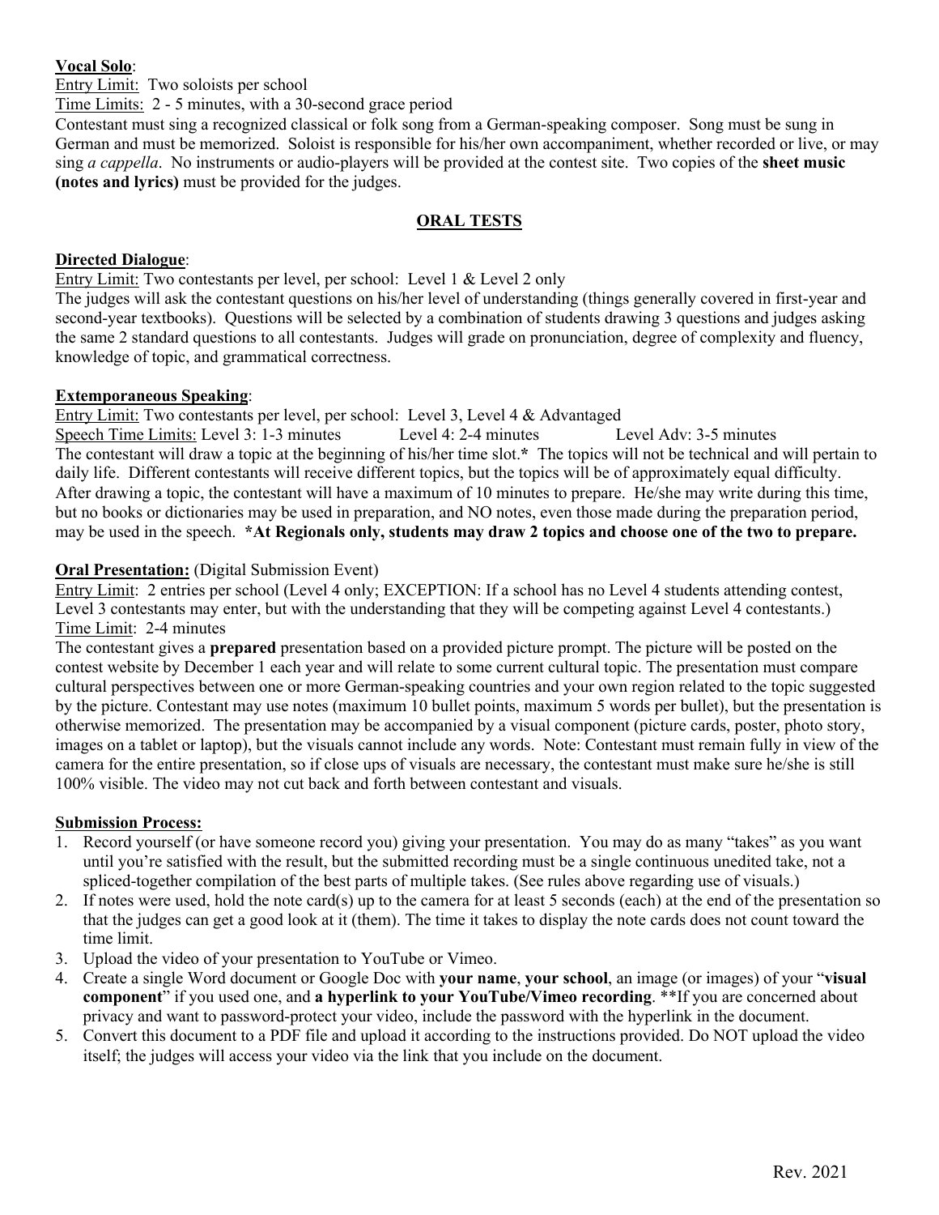**Vocal Solo**:

Entry Limit: Two soloists per school

Time Limits: 2 - 5 minutes, with a 30-second grace period

Contestant must sing a recognized classical or folk song from a German-speaking composer. Song must be sung in German and must be memorized. Soloist is responsible for his/her own accompaniment, whether recorded or live, or may sing *a cappella*. No instruments or audio-players will be provided at the contest site. Two copies of the **sheet music (notes and lyrics)** must be provided for the judges.

## ORAL TESTS

**Directed Dialogue**:

Entry Limit: Two contestants per level, per school: Level 1 & Level 2 only

The judges will ask the contestant questions on his/her level of understanding (things generally covered in first-year and second-year textbooks). Questions will be selected by a combination of students drawing 3 questions and judges asking the same 2 standard questions to all contestants. Judges will grade on pronunciation, degree of complexity and fluency, knowledge of topic, and grammatical correctness.

**Extemporaneous Speaking**:

Entry Limit: Two contestants per level, per school: Level 3, Level 4 & Advantaged

Speech Time Limits: Level 3: 1-3 minutes Level 4: 2-4 minutes Level Adv: 3-5 minutes

The contestant will draw a topic at the beginning of his/her time slot.* The topics will not be technical and will pertain to daily life. Different contestants will receive different topics, but the topics will be of approximately equal difficulty. After drawing a topic, the contestant will have a maximum of 10 minutes to prepare. He/she may write during this time, but no books or dictionaries may be used in preparation, and NO notes, even those made during the preparation period, may be used in the speech. **\*At Regionals only, students may draw 2 topics and choose one of the two to prepare.**

**Oral Presentation:** (Digital Submission Event)

Entry Limit: 2 entries per school (Level 4 only; EXCEPTION: If a school has no Level 4 students attending contest, Level 3 contestants may enter, but with the understanding that they will be competing against Level 4 contestants.)

Time Limit: 2-4 minutes

The contestant gives a **prepared** presentation based on a provided picture prompt. The picture will be posted on the contest website by December 1 each year and will relate to some current cultural topic. The presentation must compare cultural perspectives between one or more German-speaking countries and your own region related to the topic suggested by the picture. Contestant may use notes (maximum 10 bullet points, maximum 5 words per bullet), but the presentation is otherwise memorized. The presentation may be accompanied by a visual component (picture cards, poster, photo story, images on a tablet or laptop), but the visuals cannot include any words. Note: Contestant must remain fully in view of the camera for the entire presentation, so if close ups of visuals are necessary, the contestant must make sure he/she is still 100% visible. The video may not cut back and forth between contestant and visuals.

**Submission Process:**

1. Record yourself (or have someone record you) giving your presentation. You may do as many "takes" as you want until you're satisfied with the result, but the submitted recording must be a single continuous unedited take, not a spliced-together compilation of the best parts of multiple takes. (See rules above regarding use of visuals.)
2. If notes were used, hold the note card(s) up to the camera for at least 5 seconds (each) at the end of the presentation so that the judges can get a good look at it (them). The time it takes to display the note cards does not count toward the time limit.
3. Upload the video of your presentation to YouTube or Vimeo.
4. Create a single Word document or Google Doc with **your name**, **your school**, an image (or images) of your "**visual component**" if you used one, and **a hyperlink to your YouTube/Vimeo recording**. **If you are concerned about privacy and want to password-protect your video, include the password with the hyperlink in the document.
5. Convert this document to a PDF file and upload it according to the instructions provided. Do NOT upload the video itself; the judges will access your video via the link that you include on the document.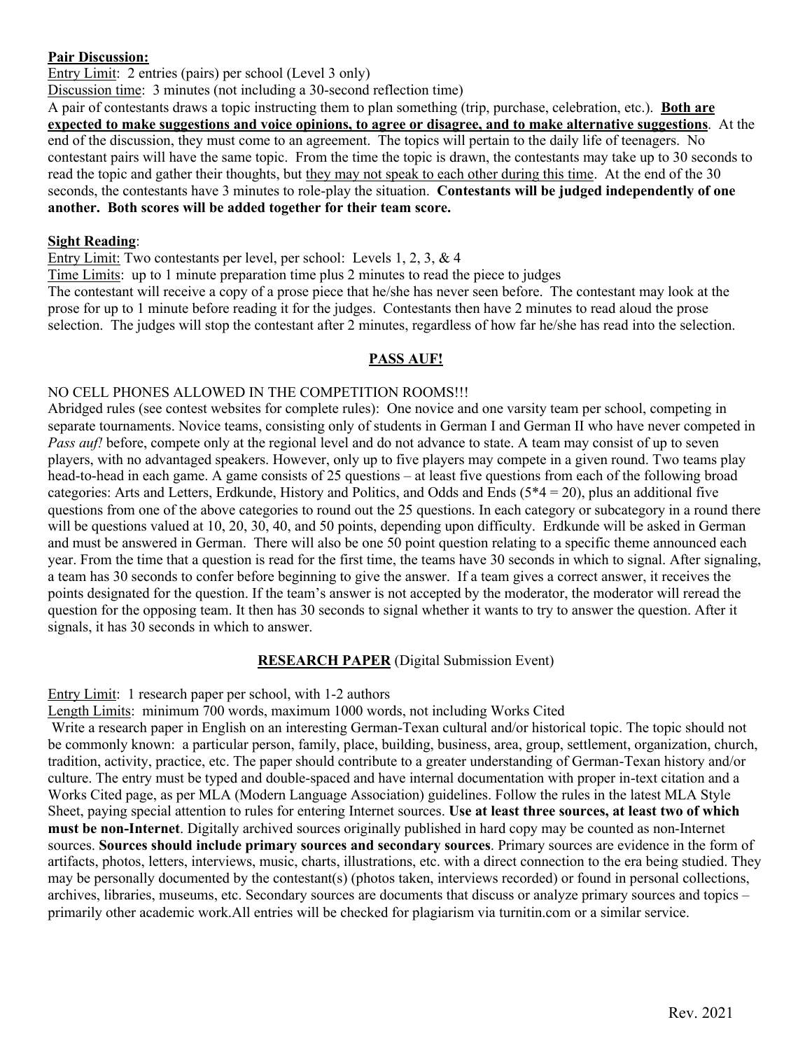**Pair Discussion:**

Entry Limit: 2 entries (pairs) per school (Level 3 only)

Discussion time: 3 minutes (not including a 30-second reflection time)

A pair of contestants draws a topic instructing them to plan something (trip, purchase, celebration, etc.). **Both are expected to make suggestions and voice opinions, to agree or disagree, and to make alternative suggestions**. At the end of the discussion, they must come to an agreement. The topics will pertain to the daily life of teenagers. No contestant pairs will have the same topic. From the time the topic is drawn, the contestants may take up to 30 seconds to read the topic and gather their thoughts, but they may not speak to each other during this time. At the end of the 30 seconds, the contestants have 3 minutes to role-play the situation. **Contestants will be judged independently of one another. Both scores will be added together for their team score.**

**Sight Reading**:

Entry Limit: Two contestants per level, per school: Levels 1, 2, 3, & 4

Time Limits: up to 1 minute preparation time plus 2 minutes to read the piece to judges

The contestant will receive a copy of a prose piece that he/she has never seen before. The contestant may look at the prose for up to 1 minute before reading it for the judges. Contestants then have 2 minutes to read aloud the prose selection. The judges will stop the contestant after 2 minutes, regardless of how far he/she has read into the selection.

## PASS AUF!

NO CELL PHONES ALLOWED IN THE COMPETITION ROOMS!!!

Abridged rules (see contest websites for complete rules): One novice and one varsity team per school, competing in separate tournaments. Novice teams, consisting only of students in German I and German II who have never competed in *Pass auf!* before, compete only at the regional level and do not advance to state. A team may consist of up to seven players, with no advantaged speakers. However, only up to five players may compete in a given round. Two teams play head-to-head in each game. A game consists of 25 questions – at least five questions from each of the following broad categories: Arts and Letters, Erdkunde, History and Politics, and Odds and Ends (5*4 = 20), plus an additional five questions from one of the above categories to round out the 25 questions. In each category or subcategory in a round there will be questions valued at 10, 20, 30, 40, and 50 points, depending upon difficulty. Erdkunde will be asked in German and must be answered in German. There will also be one 50 point question relating to a specific theme announced each year. From the time that a question is read for the first time, the teams have 30 seconds in which to signal. After signaling, a team has 30 seconds to confer before beginning to give the answer. If a team gives a correct answer, it receives the points designated for the question. If the team's answer is not accepted by the moderator, the moderator will reread the question for the opposing team. It then has 30 seconds to signal whether it wants to try to answer the question. After it signals, it has 30 seconds in which to answer.

## RESEARCH PAPER (Digital Submission Event)

Entry Limit: 1 research paper per school, with 1-2 authors

Length Limits: minimum 700 words, maximum 1000 words, not including Works Cited

Write a research paper in English on an interesting German-Texan cultural and/or historical topic. The topic should not be commonly known: a particular person, family, place, building, business, area, group, settlement, organization, church, tradition, activity, practice, etc. The paper should contribute to a greater understanding of German-Texan history and/or culture. The entry must be typed and double-spaced and have internal documentation with proper in-text citation and a Works Cited page, as per MLA (Modern Language Association) guidelines. Follow the rules in the latest MLA Style Sheet, paying special attention to rules for entering Internet sources. **Use at least three sources, at least two of which must be non-Internet**. Digitally archived sources originally published in hard copy may be counted as non-Internet sources. **Sources should include primary sources and secondary sources**. Primary sources are evidence in the form of artifacts, photos, letters, interviews, music, charts, illustrations, etc. with a direct connection to the era being studied. They may be personally documented by the contestant(s) (photos taken, interviews recorded) or found in personal collections, archives, libraries, museums, etc. Secondary sources are documents that discuss or analyze primary sources and topics – primarily other academic work.All entries will be checked for plagiarism via turnitin.com or a similar service.

Rev. 2021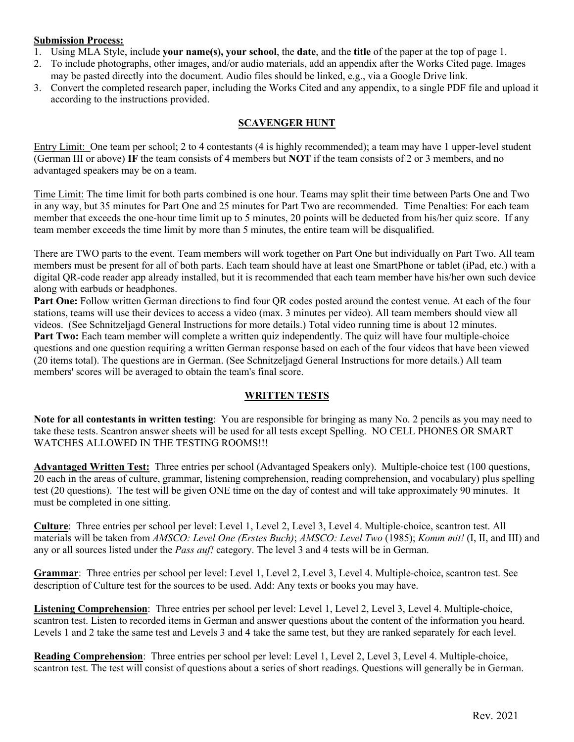**Submission Process:**

1. Using MLA Style, include **your name(s), your school**, the **date**, and the **title** of the paper at the top of page 1.
2. To include photographs, other images, and/or audio materials, add an appendix after the Works Cited page. Images may be pasted directly into the document. Audio files should be linked, e.g., via a Google Drive link.
3. Convert the completed research paper, including the Works Cited and any appendix, to a single PDF file and upload it according to the instructions provided.

## SCAVENGER HUNT

Entry Limit: One team per school; 2 to 4 contestants (4 is highly recommended); a team may have 1 upper-level student (German III or above) **IF** the team consists of 4 members but **NOT** if the team consists of 2 or 3 members, and no advantaged speakers may be on a team.

Time Limit: The time limit for both parts combined is one hour. Teams may split their time between Parts One and Two in any way, but 35 minutes for Part One and 25 minutes for Part Two are recommended. Time Penalties: For each team member that exceeds the one-hour time limit up to 5 minutes, 20 points will be deducted from his/her quiz score. If any team member exceeds the time limit by more than 5 minutes, the entire team will be disqualified.

There are TWO parts to the event. Team members will work together on Part One but individually on Part Two. All team members must be present for all of both parts. Each team should have at least one SmartPhone or tablet (iPad, etc.) with a digital QR-code reader app already installed, but it is recommended that each team member have his/her own such device along with earbuds or headphones.

**Part One:** Follow written German directions to find four QR codes posted around the contest venue. At each of the four stations, teams will use their devices to access a video (max. 3 minutes per video). All team members should view all videos. (See Schnitzeljagd General Instructions for more details.) Total video running time is about 12 minutes.

**Part Two:** Each team member will complete a written quiz independently. The quiz will have four multiple-choice questions and one question requiring a written German response based on each of the four videos that have been viewed (20 items total). The questions are in German. (See Schnitzeljagd General Instructions for more details.) All team members' scores will be averaged to obtain the team's final score.

## WRITTEN TESTS

**Note for all contestants in written testing**: You are responsible for bringing as many No. 2 pencils as you may need to take these tests. Scantron answer sheets will be used for all tests except Spelling. NO CELL PHONES OR SMART WATCHES ALLOWED IN THE TESTING ROOMS!!!

**Advantaged Written Test:** Three entries per school (Advantaged Speakers only). Multiple-choice test (100 questions, 20 each in the areas of culture, grammar, listening comprehension, reading comprehension, and vocabulary) plus spelling test (20 questions). The test will be given ONE time on the day of contest and will take approximately 90 minutes. It must be completed in one sitting.

**Culture**: Three entries per school per level: Level 1, Level 2, Level 3, Level 4. Multiple-choice, scantron test. All materials will be taken from *AMSCO: Level One (Erstes Buch)*; *AMSCO: Level Two* (1985); *Komm mit!* (I, II, and III) and any or all sources listed under the *Pass auf!* category. The level 3 and 4 tests will be in German.

**Grammar**: Three entries per school per level: Level 1, Level 2, Level 3, Level 4. Multiple-choice, scantron test. See description of Culture test for the sources to be used. Add: Any texts or books you may have.

**Listening Comprehension**: Three entries per school per level: Level 1, Level 2, Level 3, Level 4. Multiple-choice, scantron test. Listen to recorded items in German and answer questions about the content of the information you heard. Levels 1 and 2 take the same test and Levels 3 and 4 take the same test, but they are ranked separately for each level.

**Reading Comprehension**: Three entries per school per level: Level 1, Level 2, Level 3, Level 4. Multiple-choice, scantron test. The test will consist of questions about a series of short readings. Questions will generally be in German.

Rev. 2021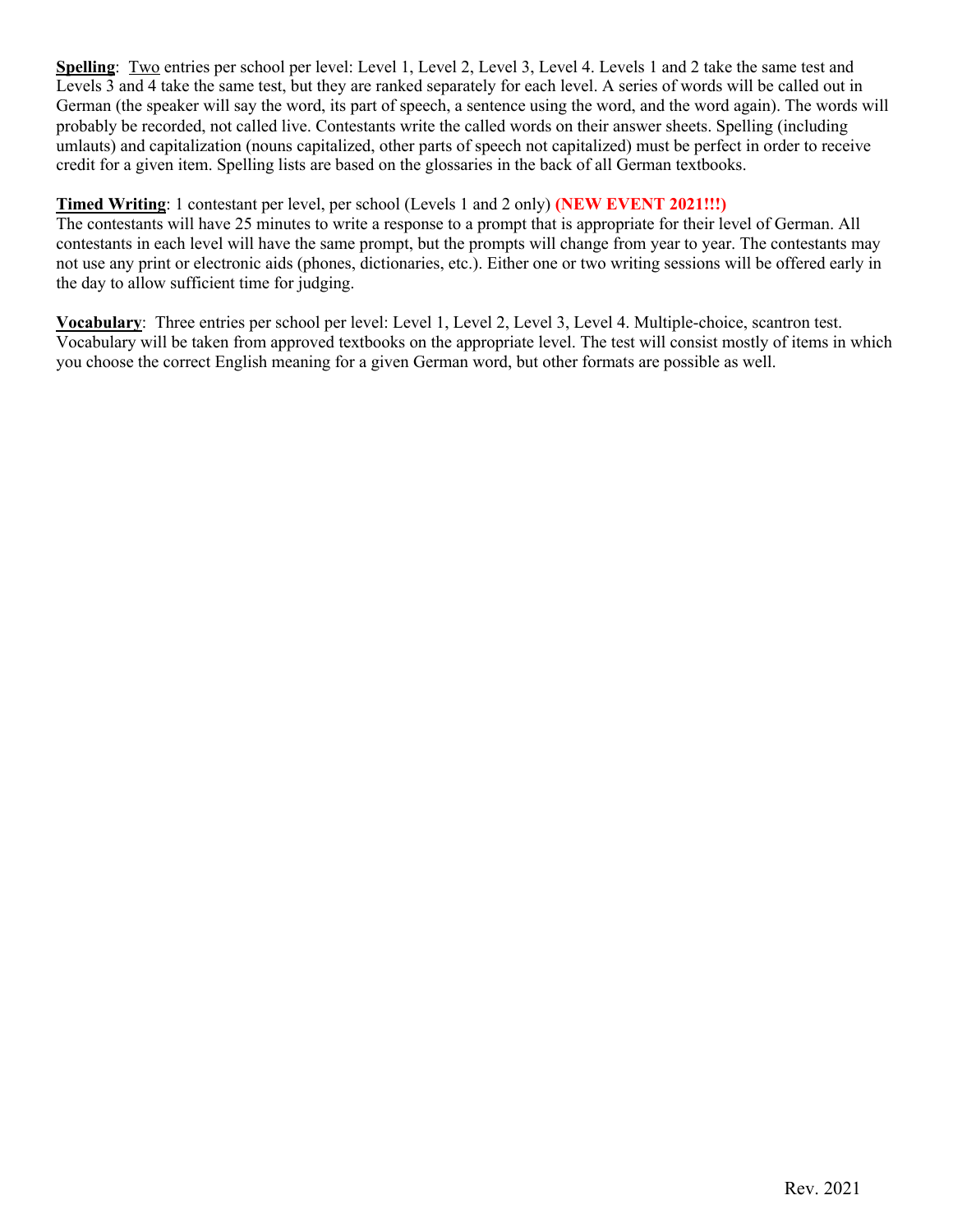**<u>Spelling</u>**: <u>Two</u> entries per school per level: Level 1, Level 2, Level 3, Level 4. Levels 1 and 2 take the same test and Levels 3 and 4 take the same test, but they are ranked separately for each level. A series of words will be called out in German (the speaker will say the word, its part of speech, a sentence using the word, and the word again). The words will probably be recorded, not called live. Contestants write the called words on their answer sheets. Spelling (including umlauts) and capitalization (nouns capitalized, other parts of speech not capitalized) must be perfect in order to receive credit for a given item. Spelling lists are based on the glossaries in the back of all German textbooks.

**<u>Timed Writing</u>**: 1 contestant per level, per school (Levels 1 and 2 only) **(NEW EVENT 2021!!!)**
The contestants will have 25 minutes to write a response to a prompt that is appropriate for their level of German. All contestants in each level will have the same prompt, but the prompts will change from year to year. The contestants may not use any print or electronic aids (phones, dictionaries, etc.). Either one or two writing sessions will be offered early in the day to allow sufficient time for judging.

**<u>Vocabulary</u>**: Three entries per school per level: Level 1, Level 2, Level 3, Level 4. Multiple-choice, scantron test. Vocabulary will be taken from approved textbooks on the appropriate level. The test will consist mostly of items in which you choose the correct English meaning for a given German word, but other formats are possible as well.

Rev. 2021